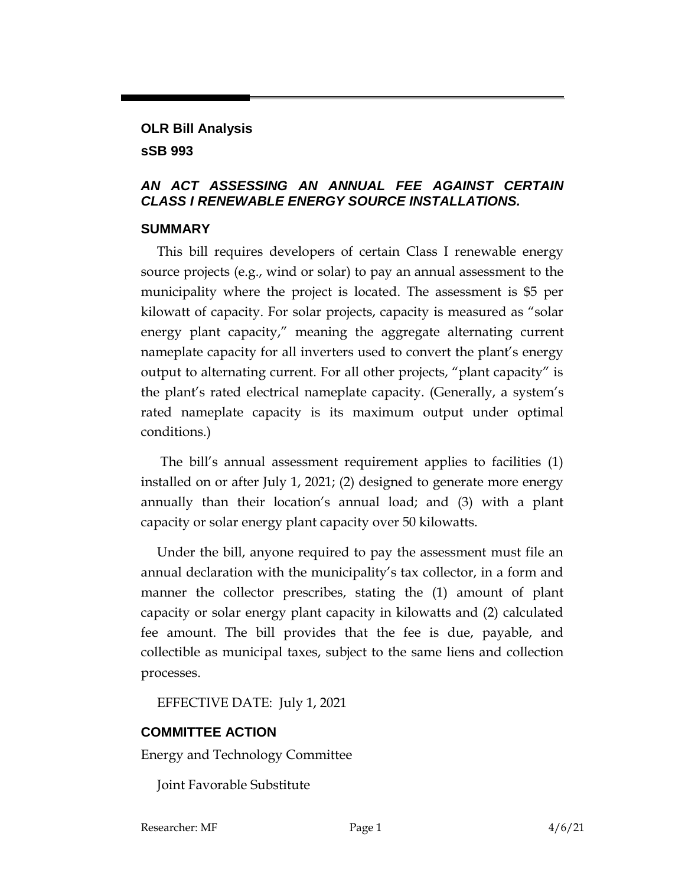# OLR Bill Analysis

## sSB 993

### *AN ACT ASSESSING AN ANNUAL FEE AGAINST CERTAIN CLASS I RENEWABLE ENERGY SOURCE INSTALLATIONS.*

## SUMMARY

This bill requires developers of certain Class I renewable energy source projects (e.g., wind or solar) to pay an annual assessment to the municipality where the project is located. The assessment is $5 per kilowatt of capacity. For solar projects, capacity is measured as "solar energy plant capacity," meaning the aggregate alternating current nameplate capacity for all inverters used to convert the plant's energy output to alternating current. For all other projects, "plant capacity" is the plant's rated electrical nameplate capacity. (Generally, a system's rated nameplate capacity is its maximum output under optimal conditions.)

The bill's annual assessment requirement applies to facilities (1) installed on or after July 1, 2021; (2) designed to generate more energy annually than their location's annual load; and (3) with a plant capacity or solar energy plant capacity over 50 kilowatts.

Under the bill, anyone required to pay the assessment must file an annual declaration with the municipality's tax collector, in a form and manner the collector prescribes, stating the (1) amount of plant capacity or solar energy plant capacity in kilowatts and (2) calculated fee amount. The bill provides that the fee is due, payable, and collectible as municipal taxes, subject to the same liens and collection processes.

EFFECTIVE DATE: July 1, 2021

## COMMITTEE ACTION

Energy and Technology Committee

Joint Favorable Substitute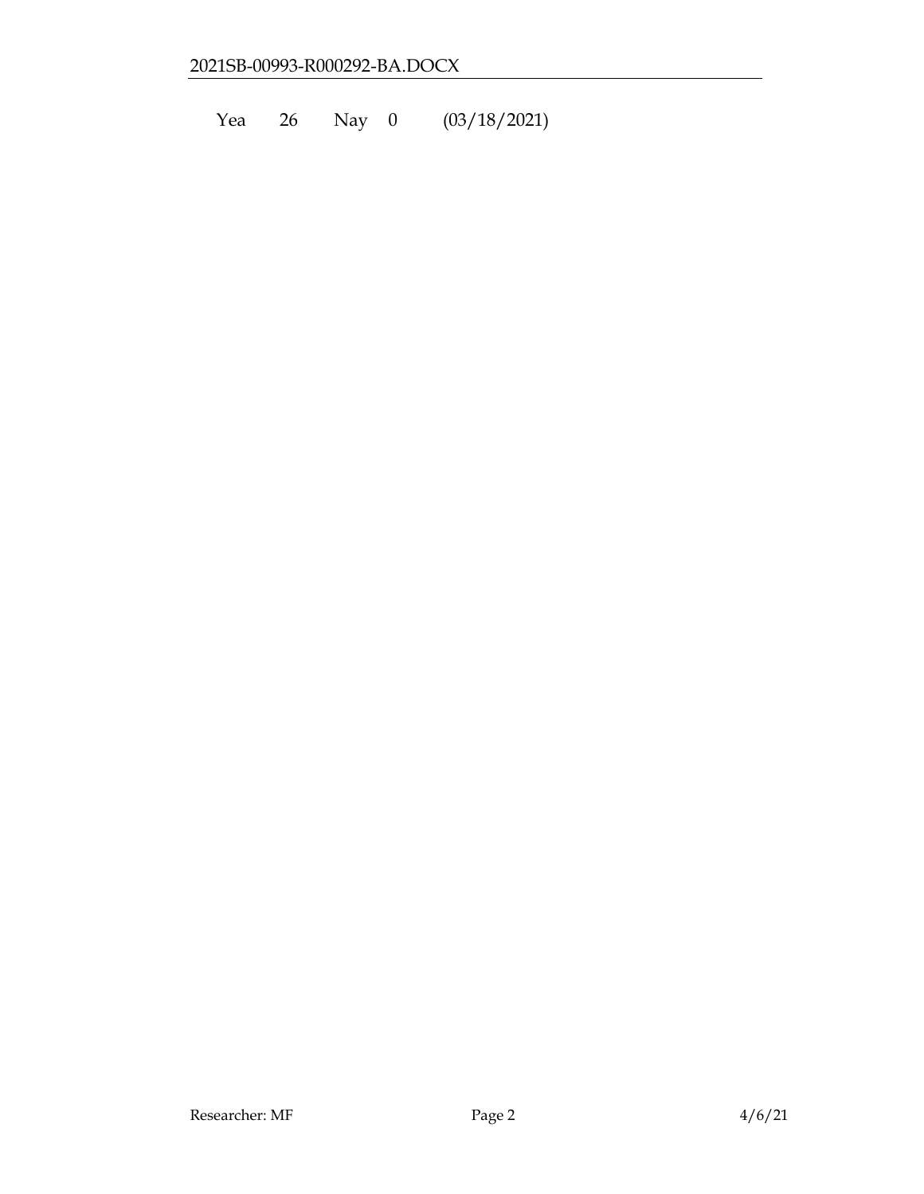Yea 26 Nay 0 (03/18/2021)